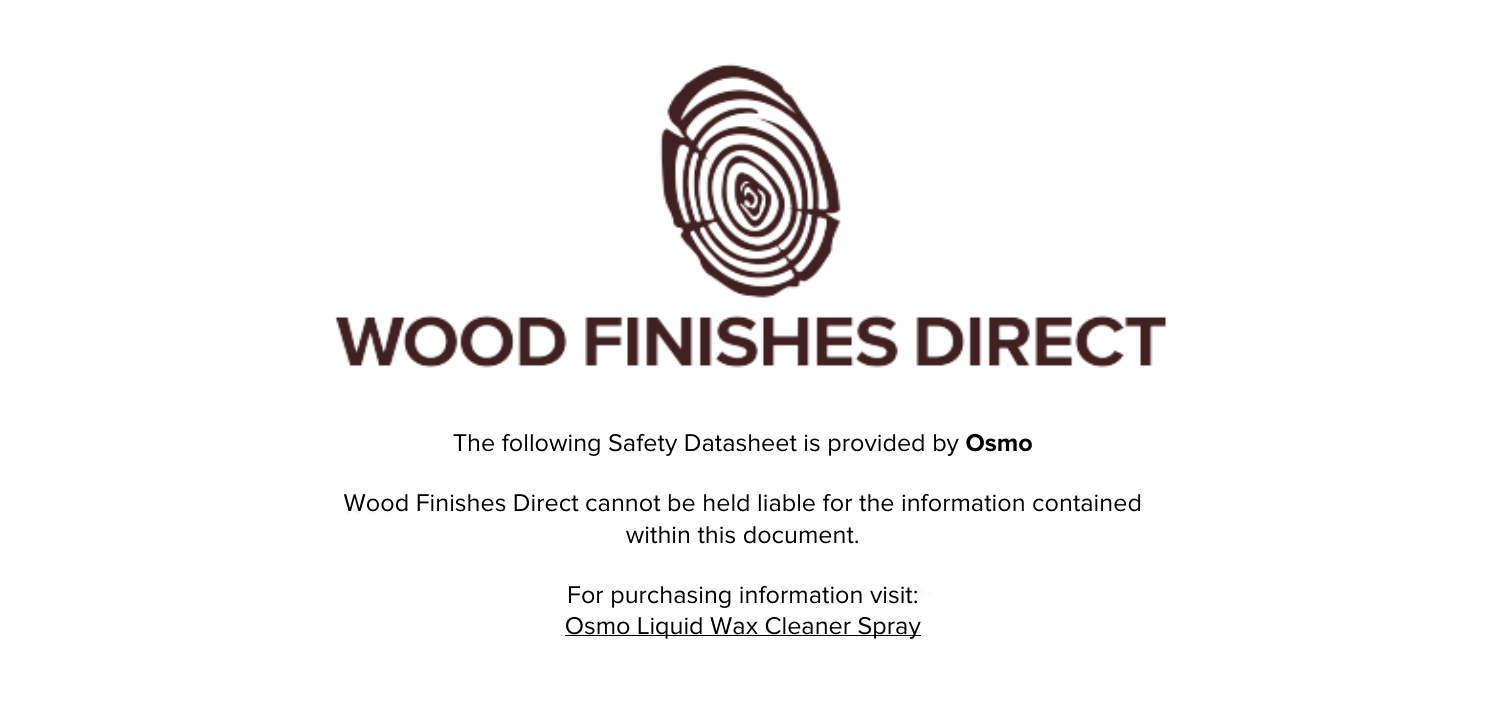# WOOD FINISHES DIRECT

The following Safety Datasheet is provided by **Osmo**

Wood Finishes Direct cannot be held liable for the information contained within this document.

For purchasing information visit:
Osmo Liquid Wax Cleaner Spray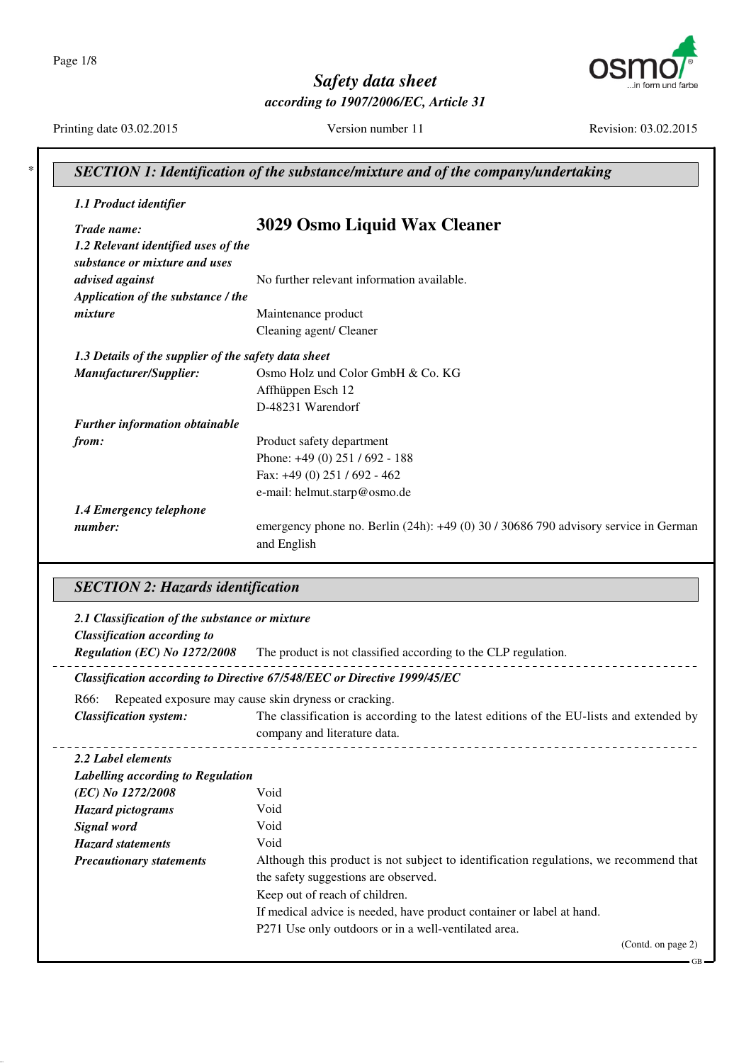# Safety data sheet

*according to 1907/2006/EC, Article 31*

Printing date 03.02.2015 Version number 11 Revision: 03.02.2015

## SECTION 1: Identification of the substance/mixture and of the company/undertaking

### 1.1 Product identifier

***Trade name:*** **3029 Osmo Liquid Wax Cleaner**

***1.2 Relevant identified uses of the substance or mixture and uses advised against*** No further relevant information available.

***Application of the substance / the mixture***
Maintenance product
Cleaning agent/ Cleaner

### 1.3 Details of the supplier of the safety data sheet

***Manufacturer/Supplier:***
Osmo Holz und Color GmbH & Co. KG
Affhüppen Esch 12
D-48231 Warendorf

***Further information obtainable from:***
Product safety department
Phone: +49 (0) 251 / 692 - 188
Fax: +49 (0) 251 / 692 - 462
e-mail: helmut.starp@osmo.de

***1.4 Emergency telephone number:*** emergency phone no. Berlin (24h): +49 (0) 30 / 30686 790 advisory service in German and English

## SECTION 2: Hazards identification

### 2.1 Classification of the substance or mixture

***Classification according to Regulation (EC) No 1272/2008*** The product is not classified according to the CLP regulation.

***Classification according to Directive 67/548/EEC or Directive 1999/45/EC***

R66: Repeated exposure may cause skin dryness or cracking.

***Classification system:*** The classification is according to the latest editions of the EU-lists and extended by company and literature data.

### 2.2 Label elements

***Labelling according to Regulation (EC) No 1272/2008*** Void

***Hazard pictograms*** Void

***Signal word*** Void

***Hazard statements*** Void

***Precautionary statements***
Although this product is not subject to identification regulations, we recommend that the safety suggestions are observed.
Keep out of reach of children.
If medical advice is needed, have product container or label at hand.
P271 Use only outdoors or in a well-ventilated area.

(Contd. on page 2)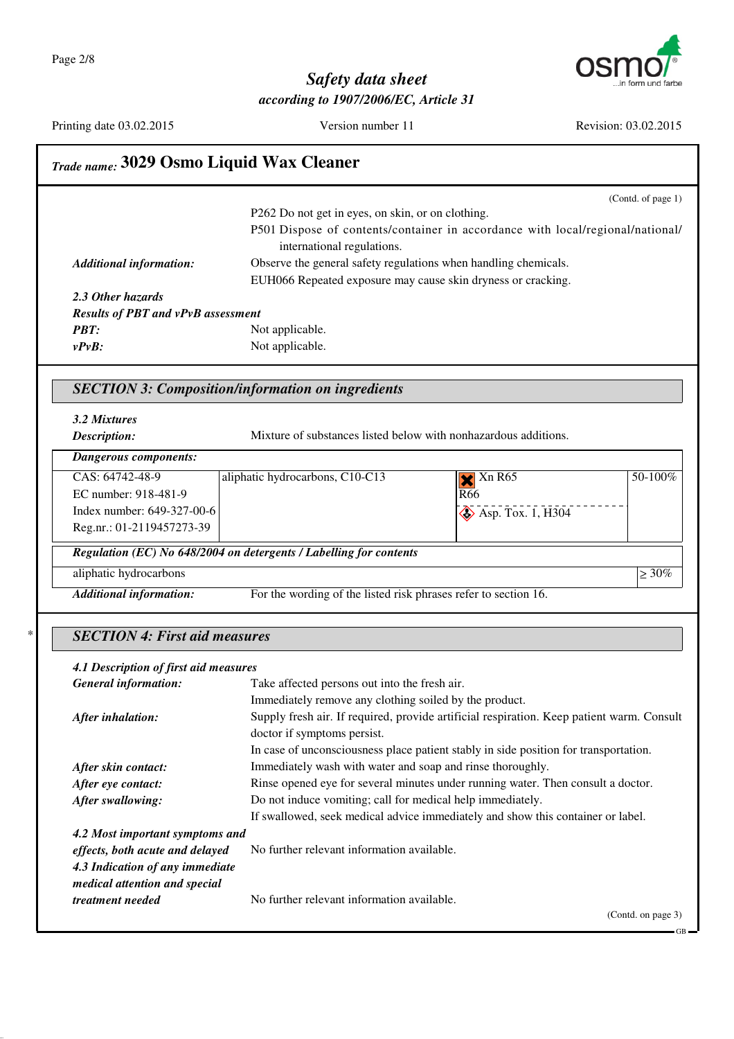## Trade name: 3029 Osmo Liquid Wax Cleaner

(Contd. of page 1)

P262 Do not get in eyes, on skin, or on clothing.
P501 Dispose of contents/container in accordance with local/regional/national/ international regulations.

***Additional information:*** Observe the general safety regulations when handling chemicals.
EUH066 Repeated exposure may cause skin dryness or cracking.

***2.3 Other hazards***

***Results of PBT and vPvB assessment***

***PBT:*** Not applicable.

***vPvB:*** Not applicable.

### *SECTION 3: Composition/information on ingredients*

***3.2 Mixtures***

***Description:*** Mixture of substances listed below with nonhazardous additions.

***Dangerous components:***

| | | | |
|---|---|---|---|
| CAS: 64742-48-9<br>EC number: 918-481-9<br>Index number: 649-327-00-6<br>Reg.nr.: 01-2119457273-39 | aliphatic hydrocarbons, C10-C13 | Xn R65<br>R66<br>Asp. Tox. 1, H304 | 50-100% |

***Regulation (EC) No 648/2004 on detergents / Labelling for contents***

| | |
|---|---|
| aliphatic hydrocarbons | ≥ 30% |

***Additional information:*** For the wording of the listed risk phrases refer to section 16.

### *SECTION 4: First aid measures*

***4.1 Description of first aid measures***

***General information:*** Take affected persons out into the fresh air.
Immediately remove any clothing soiled by the product.

***After inhalation:*** Supply fresh air. If required, provide artificial respiration. Keep patient warm. Consult doctor if symptoms persist.
In case of unconsciousness place patient stably in side position for transportation.

***After skin contact:*** Immediately wash with water and soap and rinse thoroughly.

***After eye contact:*** Rinse opened eye for several minutes under running water. Then consult a doctor.

***After swallowing:*** Do not induce vomiting; call for medical help immediately.
If swallowed, seek medical advice immediately and show this container or label.

***4.2 Most important symptoms and effects, both acute and delayed*** No further relevant information available.

***4.3 Indication of any immediate medical attention and special treatment needed*** No further relevant information available.

(Contd. on page 3)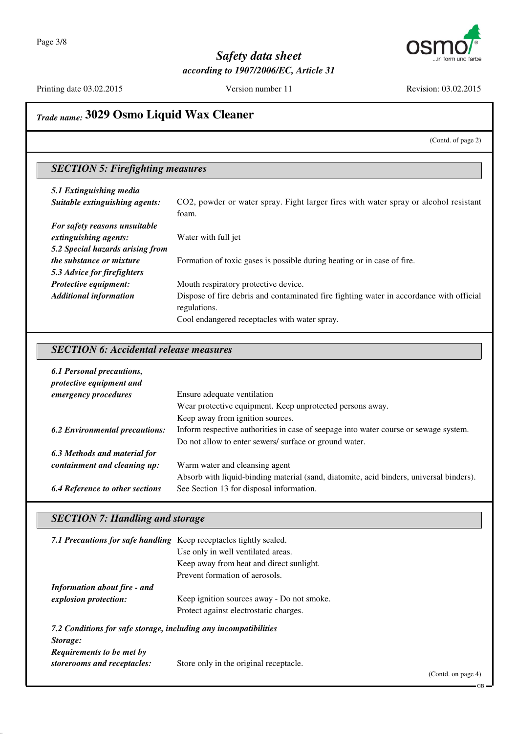**Trade name: 3029 Osmo Liquid Wax Cleaner**

(Contd. of page 2)

## SECTION 5: Firefighting measures

- ***5.1 Extinguishing media***
- ***Suitable extinguishing agents:*** $CO_2$, powder or water spray. Fight larger fires with water spray or alcohol resistant foam.
- ***For safety reasons unsuitable extinguishing agents:*** Water with full jet
- ***5.2 Special hazards arising from the substance or mixture*** Formation of toxic gases is possible during heating or in case of fire.
- ***5.3 Advice for firefighters***
- ***Protective equipment:*** Mouth respiratory protective device.
- ***Additional information*** Dispose of fire debris and contaminated fire fighting water in accordance with official regulations.
  Cool endangered receptacles with water spray.

## SECTION 6: Accidental release measures

- ***6.1 Personal precautions, protective equipment and emergency procedures*** Ensure adequate ventilation
  Wear protective equipment. Keep unprotected persons away.
  Keep away from ignition sources.
- ***6.2 Environmental precautions:*** Inform respective authorities in case of seepage into water course or sewage system.
  Do not allow to enter sewers/ surface or ground water.
- ***6.3 Methods and material for containment and cleaning up:*** Warm water and cleansing agent
  Absorb with liquid-binding material (sand, diatomite, acid binders, universal binders).
- ***6.4 Reference to other sections*** See Section 13 for disposal information.

## SECTION 7: Handling and storage

- ***7.1 Precautions for safe handling*** Keep receptacles tightly sealed.
  Use only in well ventilated areas.
  Keep away from heat and direct sunlight.
  Prevent formation of aerosols.
- ***Information about fire - and explosion protection:*** Keep ignition sources away - Do not smoke.
  Protect against electrostatic charges.
- ***7.2 Conditions for safe storage, including any incompatibilities***
- ***Storage:***
- ***Requirements to be met by storerooms and receptacles:*** Store only in the original receptacle.

(Contd. on page 4)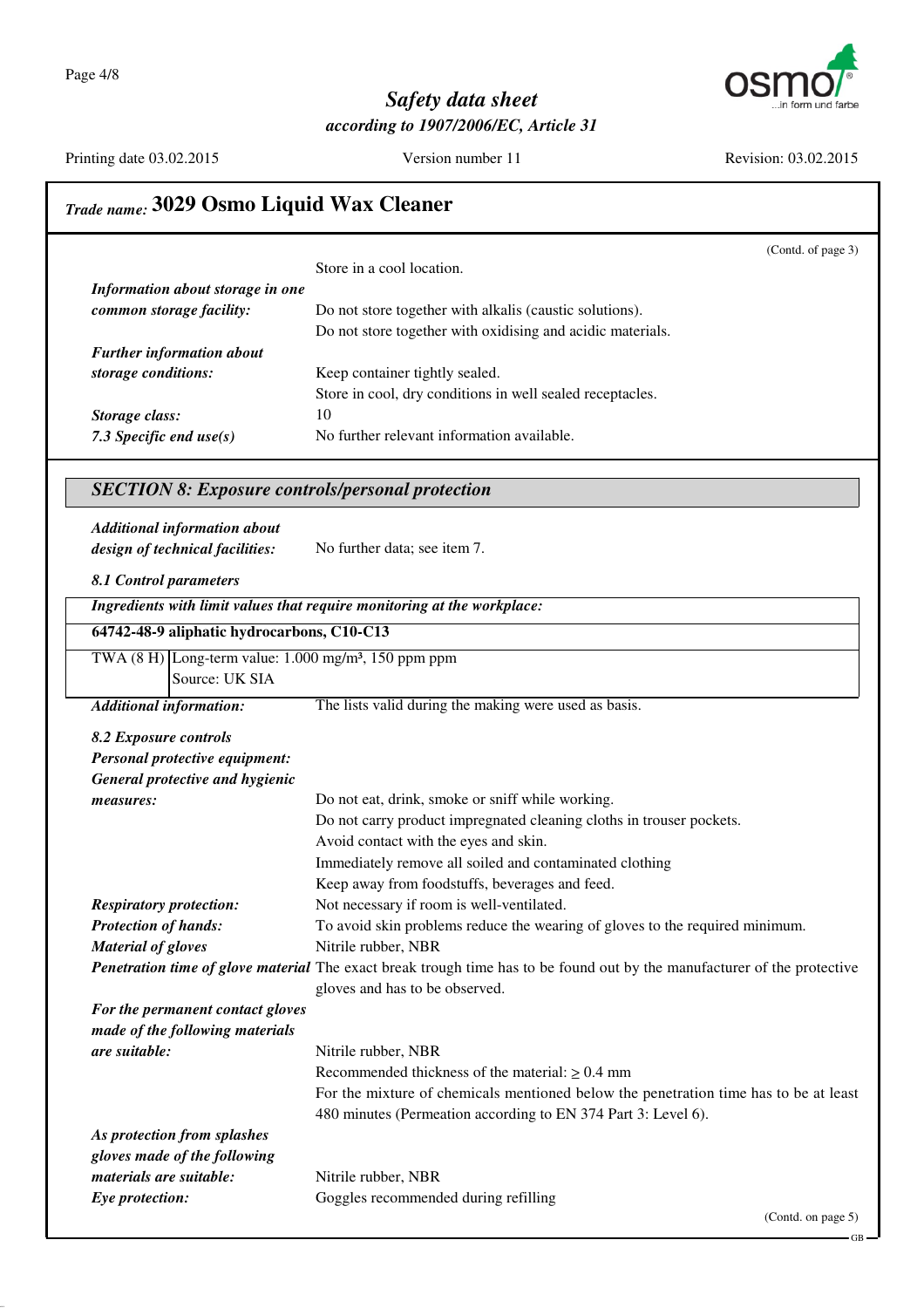## Trade name: 3029 Osmo Liquid Wax Cleaner

(Contd. of page 3)

Store in a cool location.

***Information about storage in one common storage facility:*** Do not store together with alkalis (caustic solutions).
Do not store together with oxidising and acidic materials.

***Further information about storage conditions:*** Keep container tightly sealed.
Store in cool, dry conditions in well sealed receptacles.

***Storage class:*** 10

***7.3 Specific end use(s)*** No further relevant information available.

## SECTION 8: Exposure controls/personal protection

***Additional information about design of technical facilities:*** No further data; see item 7.

***8.1 Control parameters***

| ***Ingredients with limit values that require monitoring at the workplace:*** | |
|---|---|
| **64742-48-9 aliphatic hydrocarbons, C10-C13** | |
| TWA (8 H) | Long-term value: 1.000 mg/m³, 150 ppm ppm<br>Source: UK SIA |

***Additional information:*** The lists valid during the making were used as basis.

***8.2 Exposure controls***

***Personal protective equipment:***

***General protective and hygienic measures:***
Do not eat, drink, smoke or sniff while working.
Do not carry product impregnated cleaning cloths in trouser pockets.
Avoid contact with the eyes and skin.
Immediately remove all soiled and contaminated clothing
Keep away from foodstuffs, beverages and feed.

***Respiratory protection:*** Not necessary if room is well-ventilated.

***Protection of hands:*** To avoid skin problems reduce the wearing of gloves to the required minimum.

***Material of gloves*** Nitrile rubber, NBR

***Penetration time of glove material*** The exact break trough time has to be found out by the manufacturer of the protective gloves and has to be observed.

***For the permanent contact gloves made of the following materials are suitable:***
Nitrile rubber, NBR
Recommended thickness of the material: $\geq$ 0.4 mm
For the mixture of chemicals mentioned below the penetration time has to be at least 480 minutes (Permeation according to EN 374 Part 3: Level 6).

***As protection from splashes gloves made of the following materials are suitable:*** Nitrile rubber, NBR

***Eye protection:*** Goggles recommended during refilling

(Contd. on page 5)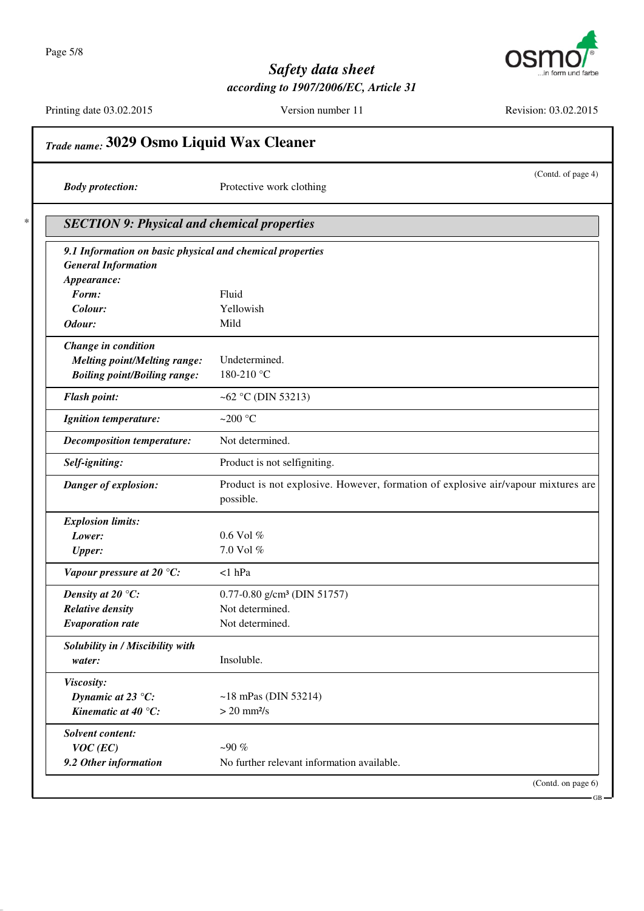## Trade name: 3029 Osmo Liquid Wax Cleaner

(Contd. of page 4)

| | |
|---|---|
| **Body protection:** | Protective work clothing |

## SECTION 9: Physical and chemical properties

| | |
|---|---|
| ***9.1 Information on basic physical and chemical properties*** | |
| ***General Information*** | |
| ***Appearance:*** | |
| ***Form:*** | Fluid |
| ***Colour:*** | Yellowish |
| ***Odour:*** | Mild |
| ***Change in condition*** | |
| ***Melting point/Melting range:*** | Undetermined. |
| ***Boiling point/Boiling range:*** | 180-210 °C |
| ***Flash point:*** | ~62 °C (DIN 53213) |
| ***Ignition temperature:*** | ~200 °C |
| ***Decomposition temperature:*** | Not determined. |
| ***Self-igniting:*** | Product is not selfigniting. |
| ***Danger of explosion:*** | Product is not explosive. However, formation of explosive air/vapour mixtures are possible. |
| ***Explosion limits:*** | |
| ***Lower:*** | 0.6 Vol % |
| ***Upper:*** | 7.0 Vol % |
| ***Vapour pressure at 20 °C:*** | <1 hPa |
| ***Density at 20 °C:*** | 0.77-0.80 g/cm³ (DIN 51757) |
| ***Relative density*** | Not determined. |
| ***Evaporation rate*** | Not determined. |
| ***Solubility in / Miscibility with water:*** | Insoluble. |
| ***Viscosity:*** | |
| ***Dynamic at 23 °C:*** | ~18 mPas (DIN 53214) |
| ***Kinematic at 40 °C:*** | > 20 mm²/s |
| ***Solvent content:*** | |
| ***VOC (EC)*** | ~90 % |
| ***9.2 Other information*** | No further relevant information available. |

(Contd. on page 6)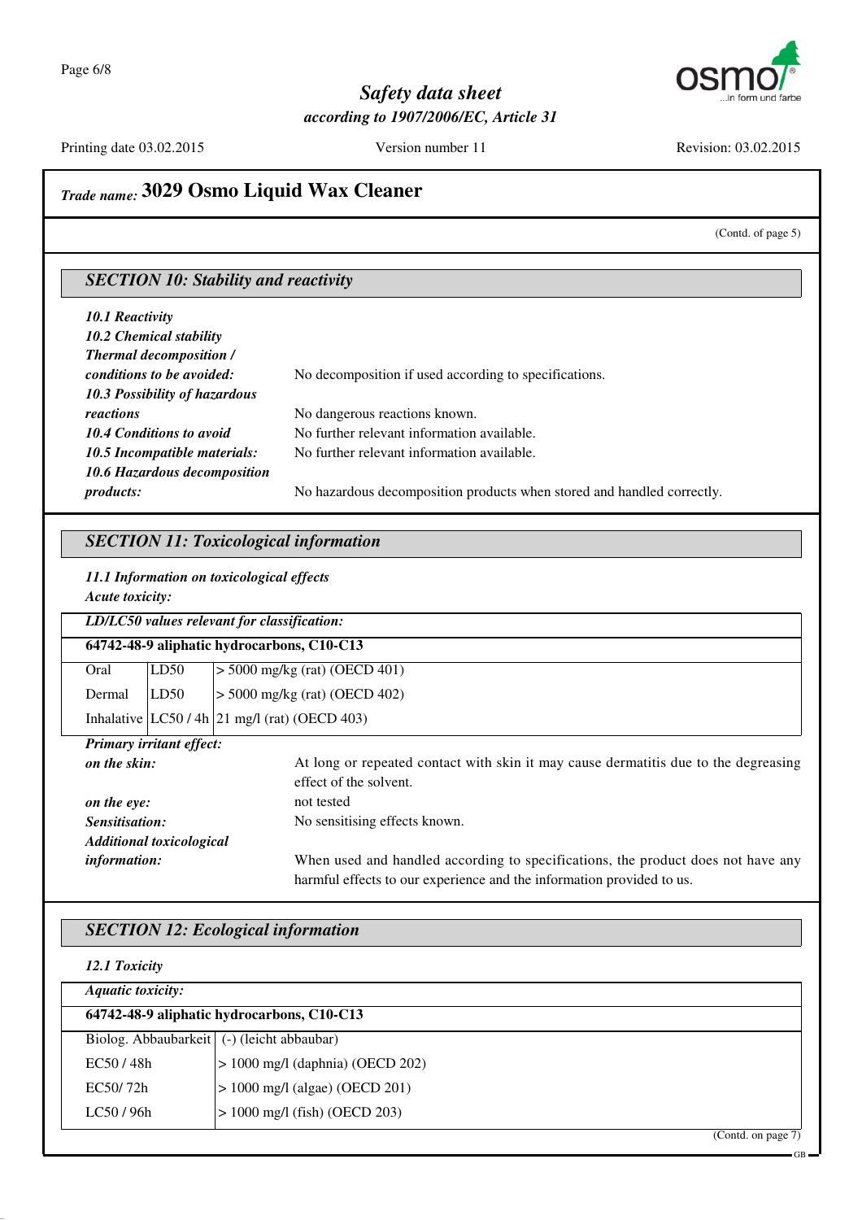## Trade name: 3029 Osmo Liquid Wax Cleaner

(Contd. of page 5)

### SECTION 10: Stability and reactivity

***10.1 Reactivity***

***10.2 Chemical stability***

***Thermal decomposition / conditions to be avoided:*** No decomposition if used according to specifications.

***10.3 Possibility of hazardous reactions*** No dangerous reactions known.

***10.4 Conditions to avoid*** No further relevant information available.

***10.5 Incompatible materials:*** No further relevant information available.

***10.6 Hazardous decomposition products:*** No hazardous decomposition products when stored and handled correctly.

### SECTION 11: Toxicological information

***11.1 Information on toxicological effects***

***Acute toxicity:***

| ***LD/LC50 values relevant for classification:*** | | |
|---|---|---|
| **64742-48-9 aliphatic hydrocarbons, C10-C13** | | |
| Oral | LD50 | > 5000 mg/kg (rat) (OECD 401) |
| Dermal | LD50 | > 5000 mg/kg (rat) (OECD 402) |
| Inhalative | LC50 / 4h | 21 mg/l (rat) (OECD 403) |

***Primary irritant effect:***

***on the skin:*** At long or repeated contact with skin it may cause dermatitis due to the degreasing effect of the solvent.

***on the eye:*** not tested

***Sensitisation:*** No sensitising effects known.

***Additional toxicological information:*** When used and handled according to specifications, the product does not have any harmful effects to our experience and the information provided to us.

### SECTION 12: Ecological information

***12.1 Toxicity***

| ***Aquatic toxicity:*** | |
|---|---|
| **64742-48-9 aliphatic hydrocarbons, C10-C13** | |
| Biolog. Abbaubarkeit | (-) (leicht abbaubar) |
| EC50 / 48h | > 1000 mg/l (daphnia) (OECD 202) |
| EC50/ 72h | > 1000 mg/l (algae) (OECD 201) |
| LC50 / 96h | > 1000 mg/l (fish) (OECD 203) |

(Contd. on page 7)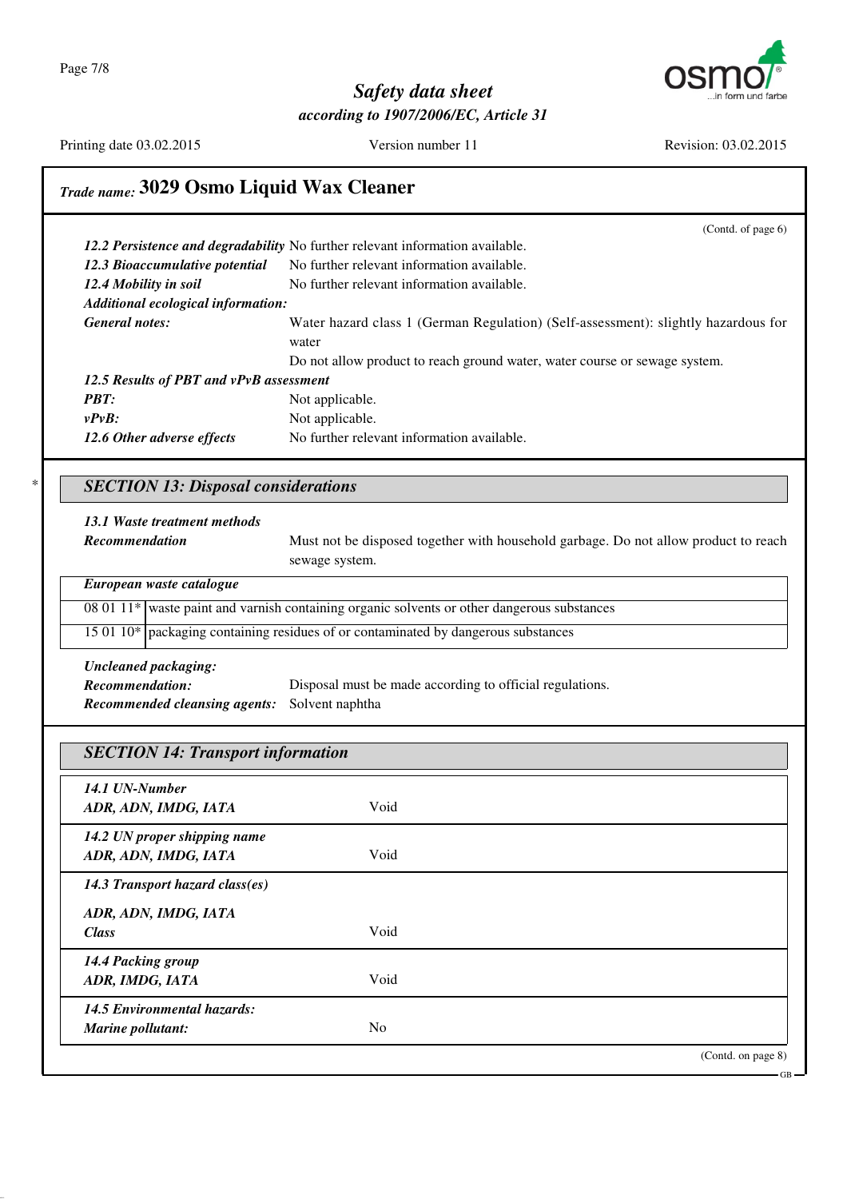## Trade name: 3029 Osmo Liquid Wax Cleaner

(Contd. of page 6)

***12.2 Persistence and degradability*** No further relevant information available.

***12.3 Bioaccumulative potential*** No further relevant information available.

***12.4 Mobility in soil*** No further relevant information available.

***Additional ecological information:***

***General notes:*** Water hazard class 1 (German Regulation) (Self-assessment): slightly hazardous for water

Do not allow product to reach ground water, water course or sewage system.

***12.5 Results of PBT and vPvB assessment***

***PBT:*** Not applicable.

***vPvB:*** Not applicable.

***12.6 Other adverse effects*** No further relevant information available.

\* 

## SECTION 13: Disposal considerations

***13.1 Waste treatment methods***

***Recommendation*** Must not be disposed together with household garbage. Do not allow product to reach sewage system.

| *European waste catalogue* | |
|---|---|
| 08 01 11* | waste paint and varnish containing organic solvents or other dangerous substances |
| 15 01 10* | packaging containing residues of or contaminated by dangerous substances |

***Uncleaned packaging:***

***Recommendation:*** Disposal must be made according to official regulations.

***Recommended cleansing agents:*** Solvent naphtha

## SECTION 14: Transport information

| | |
|---|---|
| ***14.1 UN-Number*** | |
| ***ADR, ADN, IMDG, IATA*** | Void |
| ***14.2 UN proper shipping name*** | |
| ***ADR, ADN, IMDG, IATA*** | Void |
| ***14.3 Transport hazard class(es)*** | |
| ***ADR, ADN, IMDG, IATA*** | |
| ***Class*** | Void |
| ***14.4 Packing group*** | |
| ***ADR, IMDG, IATA*** | Void |
| ***14.5 Environmental hazards:*** | |
| ***Marine pollutant:*** | No |

(Contd. on page 8)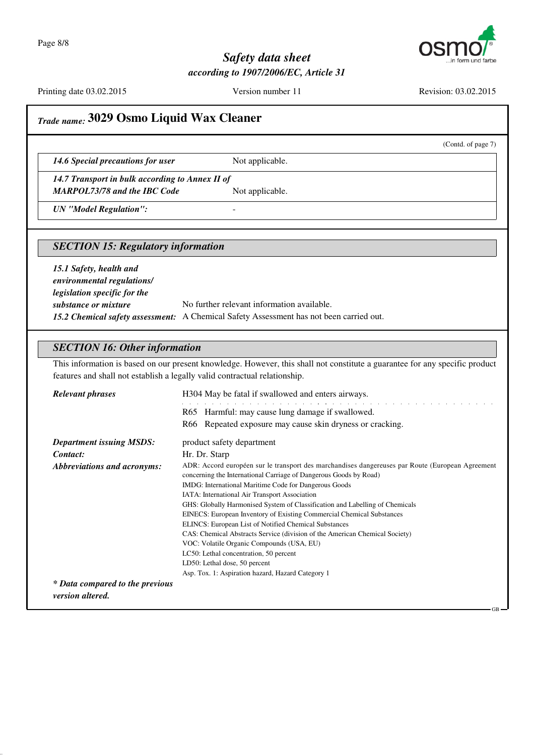## Trade name: 3029 Osmo Liquid Wax Cleaner

(Contd. of page 7)

| | |
|---|---|
| ***14.6 Special precautions for user*** | Not applicable. |
| ***14.7 Transport in bulk according to Annex II of MARPOL73/78 and the IBC Code*** | Not applicable. |
| ***UN "Model Regulation":*** | - |

## *SECTION 15: Regulatory information*

***15.1 Safety, health and environmental regulations/ legislation specific for the substance or mixture*** No further relevant information available.

***15.2 Chemical safety assessment:*** A Chemical Safety Assessment has not been carried out.

## *SECTION 16: Other information*

This information is based on our present knowledge. However, this shall not constitute a guarantee for any specific product features and shall not establish a legally valid contractual relationship.

***Relevant phrases***

H304 May be fatal if swallowed and enters airways.

R65 Harmful: may cause lung damage if swallowed.
R66 Repeated exposure may cause skin dryness or cracking.

***Department issuing MSDS:*** product safety department

***Contact:*** Hr. Dr. Starp

***Abbreviations and acronyms:***

ADR: Accord européen sur le transport des marchandises dangereuses par Route (European Agreement concerning the International Carriage of Dangerous Goods by Road)
IMDG: International Maritime Code for Dangerous Goods
IATA: International Air Transport Association
GHS: Globally Harmonised System of Classification and Labelling of Chemicals
EINECS: European Inventory of Existing Commercial Chemical Substances
ELINCS: European List of Notified Chemical Substances
CAS: Chemical Abstracts Service (division of the American Chemical Society)
VOC: Volatile Organic Compounds (USA, EU)
LC50: Lethal concentration, 50 percent
LD50: Lethal dose, 50 percent
Asp. Tox. 1: Aspiration hazard, Hazard Category 1

***\* Data compared to the previous version altered.***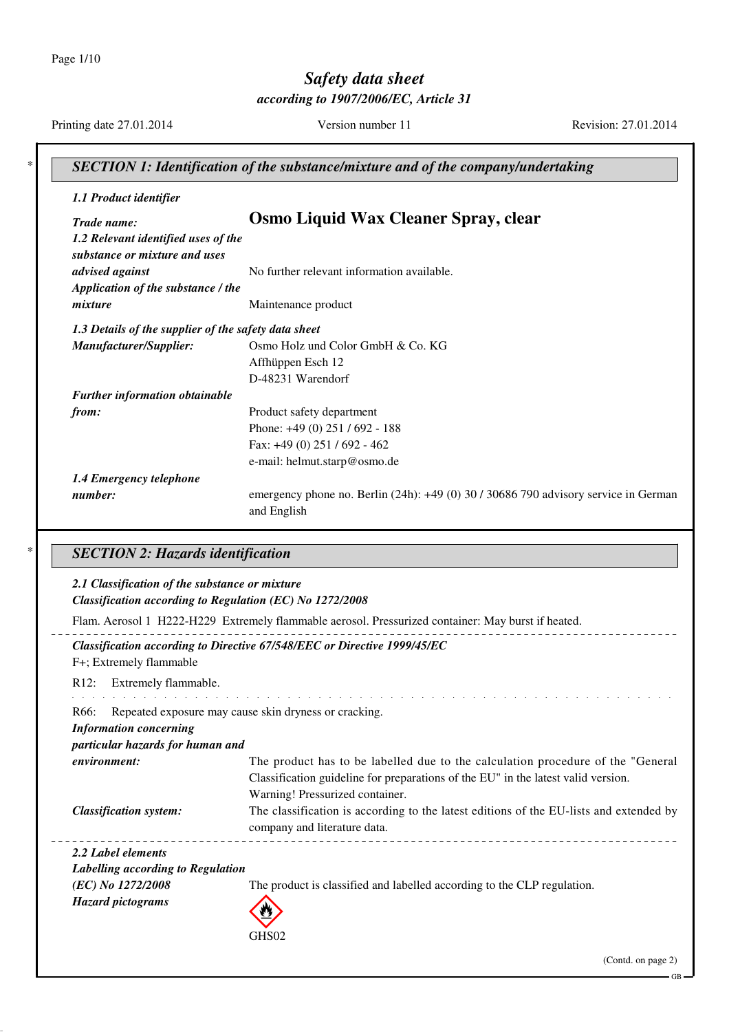# Safety data sheet

*according to 1907/2006/EC, Article 31*

Printing date 27.01.2014 Version number 11 Revision: 27.01.2014

## SECTION 1: Identification of the substance/mixture and of the company/undertaking

### *1.1 Product identifier*

***Trade name:*** **Osmo Liquid Wax Cleaner Spray, clear**

***1.2 Relevant identified uses of the substance or mixture and uses advised against*** No further relevant information available.

***Application of the substance / the mixture*** Maintenance product

***1.3 Details of the supplier of the safety data sheet***

***Manufacturer/Supplier:***
Osmo Holz und Color GmbH & Co. KG
Affhüppen Esch 12
D-48231 Warendorf

***Further information obtainable from:***
Product safety department
Phone: +49 (0) 251 / 692 - 188
Fax: +49 (0) 251 / 692 - 462
e-mail: helmut.starp@osmo.de

***1.4 Emergency telephone number:*** emergency phone no. Berlin (24h): +49 (0) 30 / 30686 790 advisory service in German and English

## SECTION 2: Hazards identification

***2.1 Classification of the substance or mixture***

***Classification according to Regulation (EC) No 1272/2008***

Flam. Aerosol 1 H222-H229 Extremely flammable aerosol. Pressurized container: May burst if heated.

***Classification according to Directive 67/548/EEC or Directive 1999/45/EC***

F+; Extremely flammable

R12: Extremely flammable.

R66: Repeated exposure may cause skin dryness or cracking.

***Information concerning particular hazards for human and environment:*** The product has to be labelled due to the calculation procedure of the "General Classification guideline for preparations of the EU" in the latest valid version.
Warning! Pressurized container.

***Classification system:*** The classification is according to the latest editions of the EU-lists and extended by company and literature data.

***2.2 Label elements***

***Labelling according to Regulation (EC) No 1272/2008*** The product is classified and labelled according to the CLP regulation.

***Hazard pictograms***

GHS02

(Contd. on page 2)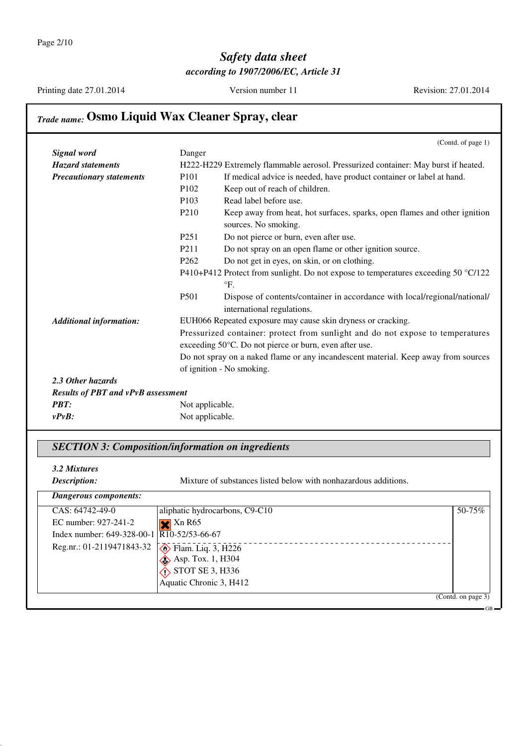*Safety data sheet*

*according to 1907/2006/EC, Article 31*

Printing date 27.01.2014 Version number 11 Revision: 27.01.2014

***Trade name:* Osmo Liquid Wax Cleaner Spray, clear**

(Contd. of page 1)

***Signal word*** Danger

***Hazard statements*** H222-H229 Extremely flammable aerosol. Pressurized container: May burst if heated.

***Precautionary statements***

| | |
|---|---|
| P101 | If medical advice is needed, have product container or label at hand. |
| P102 | Keep out of reach of children. |
| P103 | Read label before use. |
| P210 | Keep away from heat, hot surfaces, sparks, open flames and other ignition sources. No smoking. |
| P251 | Do not pierce or burn, even after use. |
| P211 | Do not spray on an open flame or other ignition source. |
| P262 | Do not get in eyes, on skin, or on clothing. |
| P410+P412 | Protect from sunlight. Do not expose to temperatures exceeding 50 °C/122 °F. |
| P501 | Dispose of contents/container in accordance with local/regional/national/international regulations. |

***Additional information:***
EUH066 Repeated exposure may cause skin dryness or cracking.
Pressurized container: protect from sunlight and do not expose to temperatures exceeding 50°C. Do not pierce or burn, even after use.
Do not spray on a naked flame or any incandescent material. Keep away from sources of ignition - No smoking.

***2.3 Other hazards***

***Results of PBT and vPvB assessment***

***PBT:*** Not applicable.

***vPvB:*** Not applicable.

## *SECTION 3: Composition/information on ingredients*

***3.2 Mixtures***

***Description:*** Mixture of substances listed below with nonhazardous additions.

***Dangerous components:***

| | | |
|---|---|---|
| CAS: 64742-49-0<br>EC number: 927-241-2<br>Index number: 649-328-00-1<br>Reg.nr.: 01-2119471843-32 | aliphatic hydrocarbons, C9-C10<br>Xn R65<br>R10-52/53-66-67<br>Flam. Liq. 3, H226<br>Asp. Tox. 1, H304<br>STOT SE 3, H336<br>Aquatic Chronic 3, H412 | 50-75% |

(Contd. on page 3)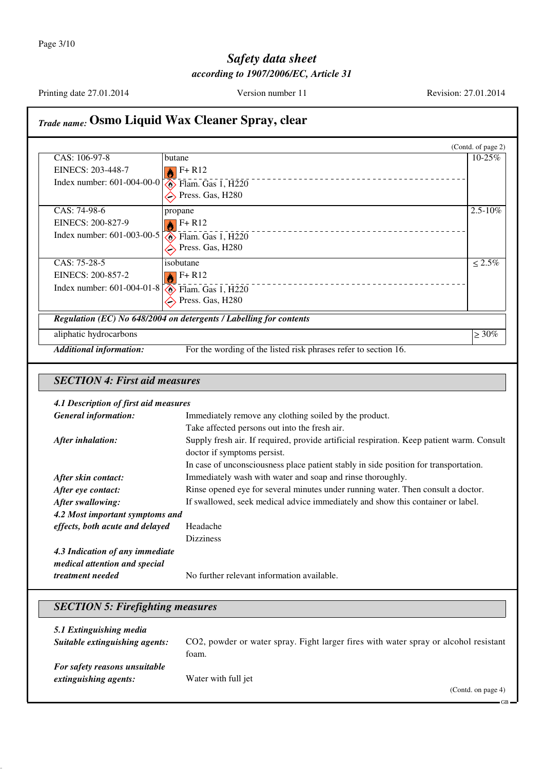**Trade name: Osmo Liquid Wax Cleaner Spray, clear**

(Contd. of page 2)

| | | |
|---|---|---|
| CAS: 106-97-8<br>EINECS: 203-448-7<br>Index number: 601-004-00-0 | butane<br>F+ R12<br>Flam. Gas 1, H220<br>Press. Gas, H280 | 10-25% |
| CAS: 74-98-6<br>EINECS: 200-827-9<br>Index number: 601-003-00-5 | propane<br>F+ R12<br>Flam. Gas 1, H220<br>Press. Gas, H280 | 2.5-10% |
| CAS: 75-28-5<br>EINECS: 200-857-2<br>Index number: 601-004-01-8 | isobutane<br>F+ R12<br>Flam. Gas 1, H220<br>Press. Gas, H280 | ≤ 2.5% |

***Regulation (EC) No 648/2004 on detergents / Labelling for contents***

| | |
|---|---|
| aliphatic hydrocarbons | ≥ 30% |

***Additional information:*** For the wording of the listed risk phrases refer to section 16.

## *SECTION 4: First aid measures*

***4.1 Description of first aid measures***

***General information:*** Immediately remove any clothing soiled by the product.
Take affected persons out into the fresh air.

***After inhalation:*** Supply fresh air. If required, provide artificial respiration. Keep patient warm. Consult doctor if symptoms persist.
In case of unconsciousness place patient stably in side position for transportation.

***After skin contact:*** Immediately wash with water and soap and rinse thoroughly.

***After eye contact:*** Rinse opened eye for several minutes under running water. Then consult a doctor.

***After swallowing:*** If swallowed, seek medical advice immediately and show this container or label.

***4.2 Most important symptoms and effects, both acute and delayed*** Headache
Dizziness

***4.3 Indication of any immediate medical attention and special treatment needed*** No further relevant information available.

## *SECTION 5: Firefighting measures*

***5.1 Extinguishing media***

***Suitable extinguishing agents:*** $CO_2$, powder or water spray. Fight larger fires with water spray or alcohol resistant foam.

***For safety reasons unsuitable extinguishing agents:*** Water with full jet

(Contd. on page 4)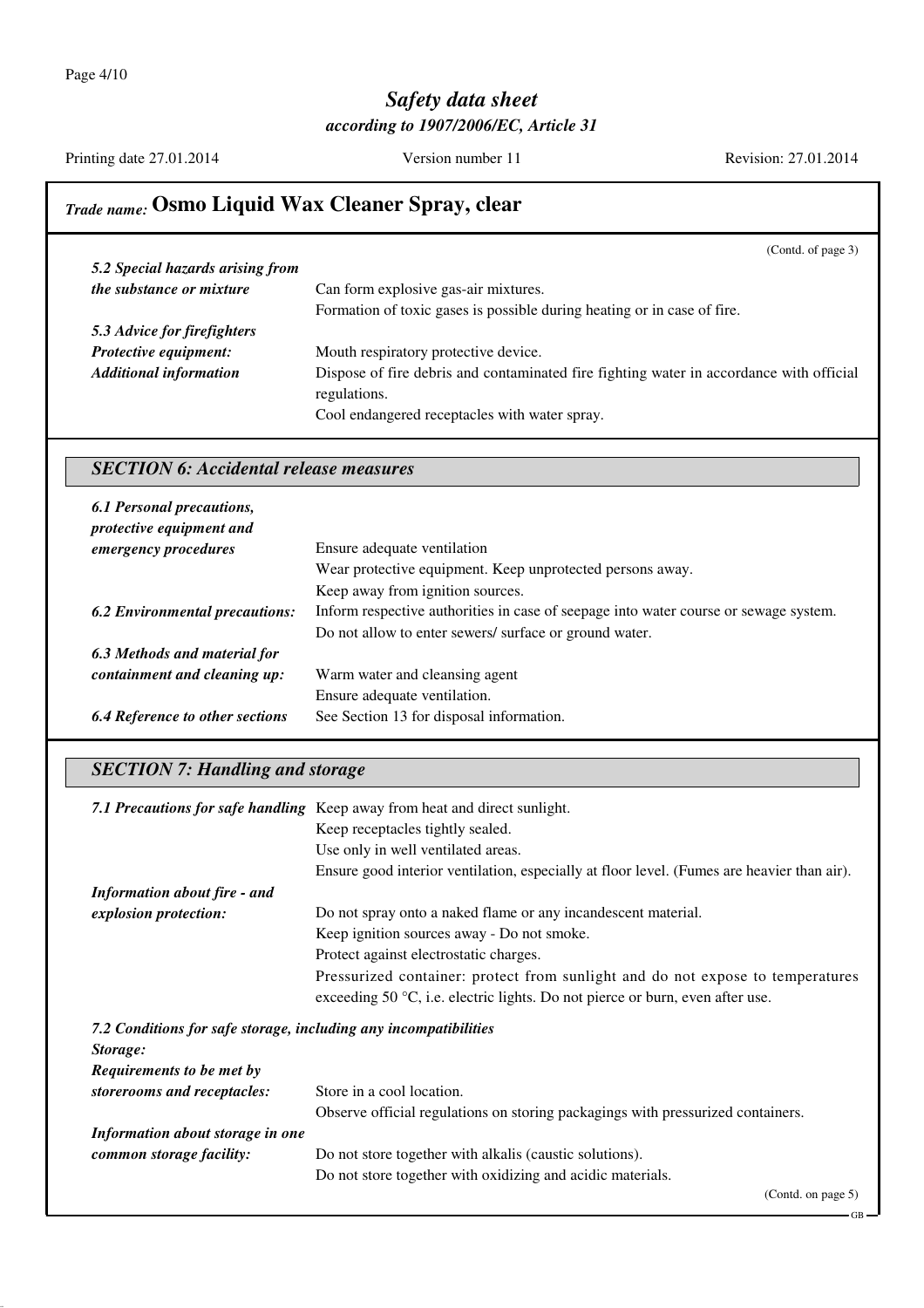## Trade name: Osmo Liquid Wax Cleaner Spray, clear

(Contd. of page 3)

***5.2 Special hazards arising from the substance or mixture*** Can form explosive gas-air mixtures.
Formation of toxic gases is possible during heating or in case of fire.

***5.3 Advice for firefighters***

***Protective equipment:*** Mouth respiratory protective device.

***Additional information*** Dispose of fire debris and contaminated fire fighting water in accordance with official regulations.
Cool endangered receptacles with water spray.

## *SECTION 6: Accidental release measures*

***6.1 Personal precautions, protective equipment and emergency procedures*** Ensure adequate ventilation
Wear protective equipment. Keep unprotected persons away.
Keep away from ignition sources.

***6.2 Environmental precautions:*** Inform respective authorities in case of seepage into water course or sewage system.
Do not allow to enter sewers/ surface or ground water.

***6.3 Methods and material for containment and cleaning up:*** Warm water and cleansing agent
Ensure adequate ventilation.

***6.4 Reference to other sections*** See Section 13 for disposal information.

## *SECTION 7: Handling and storage*

***7.1 Precautions for safe handling*** Keep away from heat and direct sunlight.
Keep receptacles tightly sealed.
Use only in well ventilated areas.
Ensure good interior ventilation, especially at floor level. (Fumes are heavier than air).

***Information about fire - and explosion protection:*** Do not spray onto a naked flame or any incandescent material.
Keep ignition sources away - Do not smoke.
Protect against electrostatic charges.
Pressurized container: protect from sunlight and do not expose to temperatures exceeding 50 °C, i.e. electric lights. Do not pierce or burn, even after use.

***7.2 Conditions for safe storage, including any incompatibilities***

***Storage:***

***Requirements to be met by storerooms and receptacles:*** Store in a cool location.
Observe official regulations on storing packagings with pressurized containers.

***Information about storage in one common storage facility:*** Do not store together with alkalis (caustic solutions).
Do not store together with oxidizing and acidic materials.

(Contd. on page 5)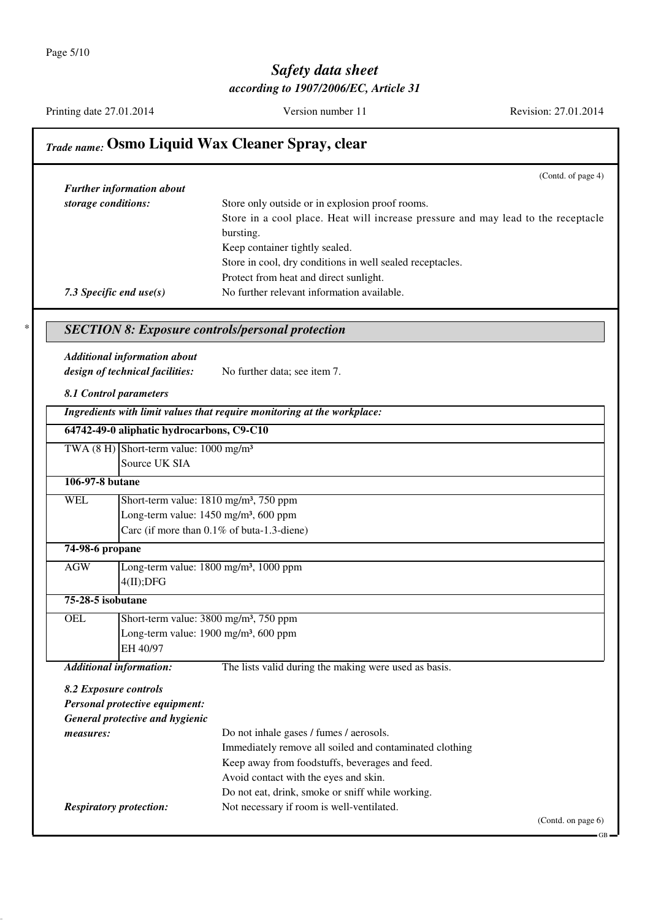# *Trade name:* **Osmo Liquid Wax Cleaner Spray, clear**

(Contd. of page 4)

***Further information about storage conditions:*** Store only outside or in explosion proof rooms.
Store in a cool place. Heat will increase pressure and may lead to the receptacle bursting.
Keep container tightly sealed.
Store in cool, dry conditions in well sealed receptacles.
Protect from heat and direct sunlight.

***7.3 Specific end use(s)*** No further relevant information available.

\*

## *SECTION 8: Exposure controls/personal protection*

***Additional information about design of technical facilities:*** No further data; see item 7.

***8.1 Control parameters***

| ***Ingredients with limit values that require monitoring at the workplace:*** | |
|---|---|
| **64742-49-0 aliphatic hydrocarbons, C9-C10** | |
| TWA (8 H) | Short-term value: 1000 mg/m³<br>Source UK SIA |
| **106-97-8 butane** | |
| WEL | Short-term value: 1810 mg/m³, 750 ppm<br>Long-term value: 1450 mg/m³, 600 ppm<br>Carc (if more than 0.1% of buta-1.3-diene) |
| **74-98-6 propane** | |
| AGW | Long-term value: 1800 mg/m³, 1000 ppm<br>4(II);DFG |
| **75-28-5 isobutane** | |
| OEL | Short-term value: 3800 mg/m³, 750 ppm<br>Long-term value: 1900 mg/m³, 600 ppm<br>EH 40/97 |

***Additional information:*** The lists valid during the making were used as basis.

***8.2 Exposure controls***

***Personal protective equipment:***

***General protective and hygienic measures:***
Do not inhale gases / fumes / aerosols.
Immediately remove all soiled and contaminated clothing
Keep away from foodstuffs, beverages and feed.
Avoid contact with the eyes and skin.
Do not eat, drink, smoke or sniff while working.

***Respiratory protection:*** Not necessary if room is well-ventilated.

(Contd. on page 6)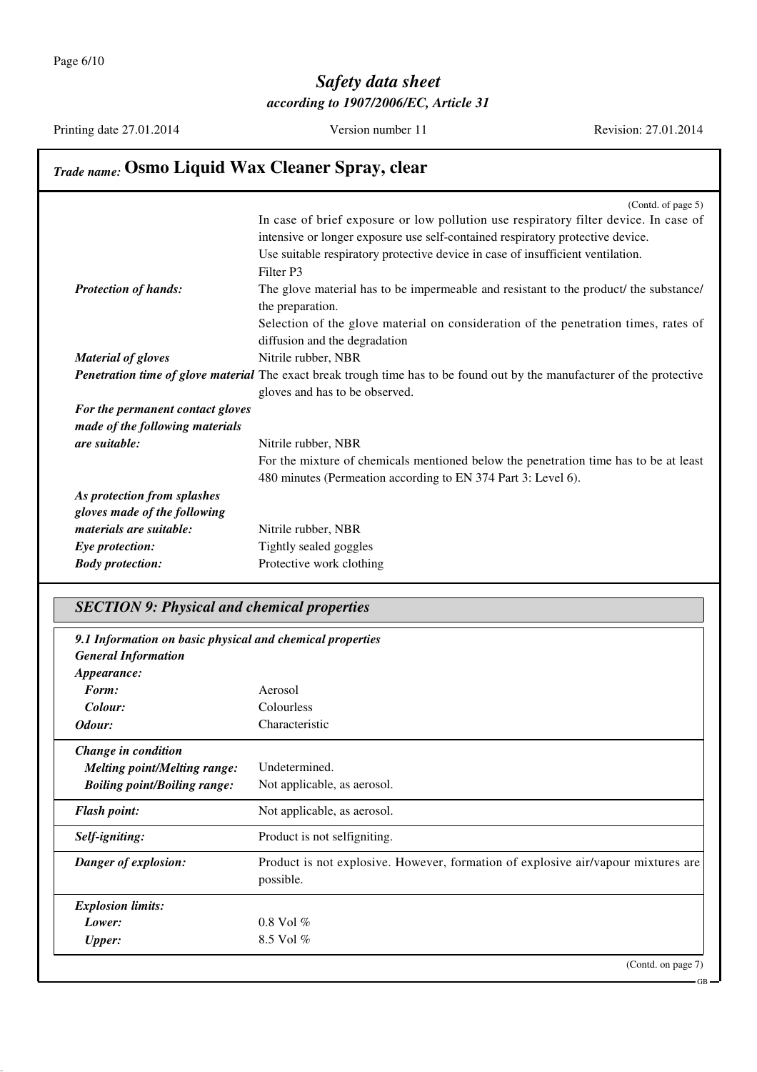*Trade name:* **Osmo Liquid Wax Cleaner Spray, clear**

(Contd. of page 5)

In case of brief exposure or low pollution use respiratory filter device. In case of intensive or longer exposure use self-contained respiratory protective device.
Use suitable respiratory protective device in case of insufficient ventilation.
Filter P3

***Protection of hands:*** The glove material has to be impermeable and resistant to the product/ the substance/ the preparation.
Selection of the glove material on consideration of the penetration times, rates of diffusion and the degradation

***Material of gloves*** Nitrile rubber, NBR

***Penetration time of glove material*** The exact break trough time has to be found out by the manufacturer of the protective gloves and has to be observed.

***For the permanent contact gloves made of the following materials are suitable:*** Nitrile rubber, NBR
For the mixture of chemicals mentioned below the penetration time has to be at least 480 minutes (Permeation according to EN 374 Part 3: Level 6).

***As protection from splashes gloves made of the following materials are suitable:*** Nitrile rubber, NBR

***Eye protection:*** Tightly sealed goggles

***Body protection:*** Protective work clothing

## *SECTION 9: Physical and chemical properties*

***9.1 Information on basic physical and chemical properties***

***General Information***

***Appearance:***

| | |
|---|---|
| ***Form:*** | Aerosol |
| ***Colour:*** | Colourless |
| ***Odour:*** | Characteristic |
| ***Change in condition*** | |
| ***Melting point/Melting range:*** | Undetermined. |
| ***Boiling point/Boiling range:*** | Not applicable, as aerosol. |
| ***Flash point:*** | Not applicable, as aerosol. |
| ***Self-igniting:*** | Product is not selfigniting. |
| ***Danger of explosion:*** | Product is not explosive. However, formation of explosive air/vapour mixtures are possible. |
| ***Explosion limits:*** | |
| ***Lower:*** | 0.8 Vol % |
| ***Upper:*** | 8.5 Vol % |

(Contd. on page 7)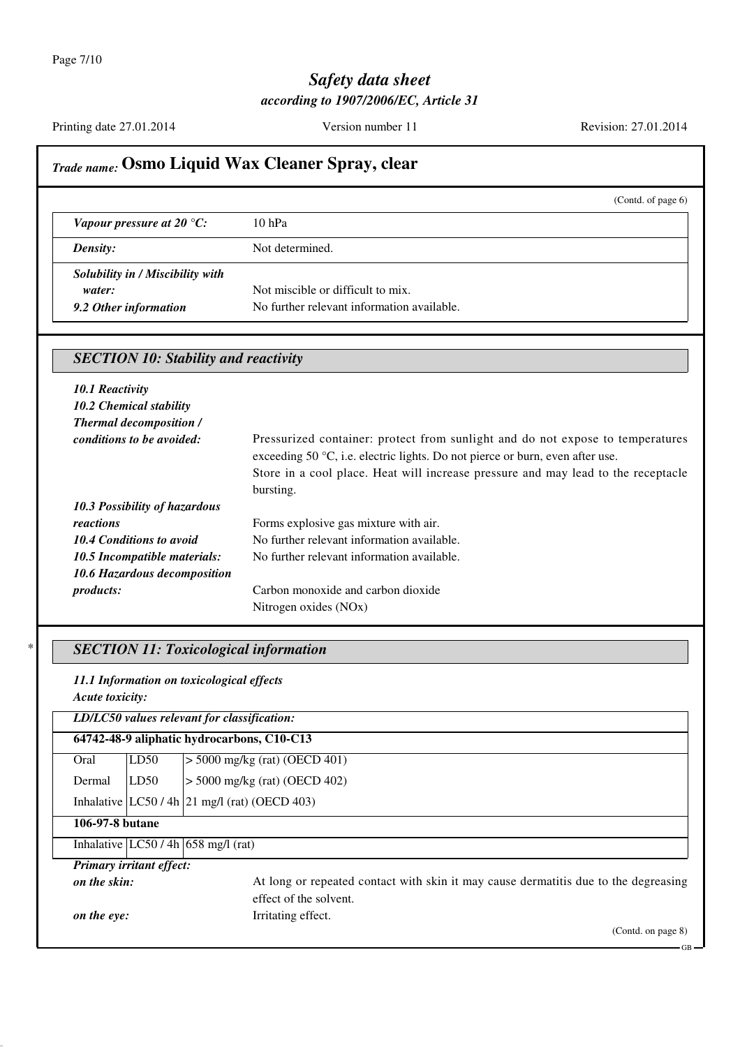## *Trade name:* Osmo Liquid Wax Cleaner Spray, clear

(Contd. of page 6)

| | |
|---|---|
| ***Vapour pressure at 20 °C:*** | 10 hPa |
| ***Density:*** | Not determined. |
| ***Solubility in / Miscibility with water:*** | Not miscible or difficult to mix. |
| ***9.2 Other information*** | No further relevant information available. |

### *SECTION 10: Stability and reactivity*

***10.1 Reactivity***

***10.2 Chemical stability***

***Thermal decomposition / conditions to be avoided:*** Pressurized container: protect from sunlight and do not expose to temperatures exceeding 50 °C, i.e. electric lights. Do not pierce or burn, even after use.
Store in a cool place. Heat will increase pressure and may lead to the receptacle bursting.

***10.3 Possibility of hazardous reactions*** Forms explosive gas mixture with air.

***10.4 Conditions to avoid*** No further relevant information available.

***10.5 Incompatible materials:*** No further relevant information available.

***10.6 Hazardous decomposition products:*** Carbon monoxide and carbon dioxide
Nitrogen oxides (NOx)

### * *SECTION 11: Toxicological information*

***11.1 Information on toxicological effects***

***Acute toxicity:***

| ***LD/LC50 values relevant for classification:*** | | |
|---|---|---|
| **64742-48-9 aliphatic hydrocarbons, C10-C13** | | |
| Oral | LD50 | > 5000 mg/kg (rat) (OECD 401) |
| Dermal | LD50 | > 5000 mg/kg (rat) (OECD 402) |
| Inhalative | LC50 / 4h | 21 mg/l (rat) (OECD 403) |
| **106-97-8 butane** | | |
| Inhalative | LC50 / 4h | 658 mg/l (rat) |

***Primary irritant effect:***

***on the skin:*** At long or repeated contact with skin it may cause dermatitis due to the degreasing effect of the solvent.

***on the eye:*** Irritating effect.

(Contd. on page 8)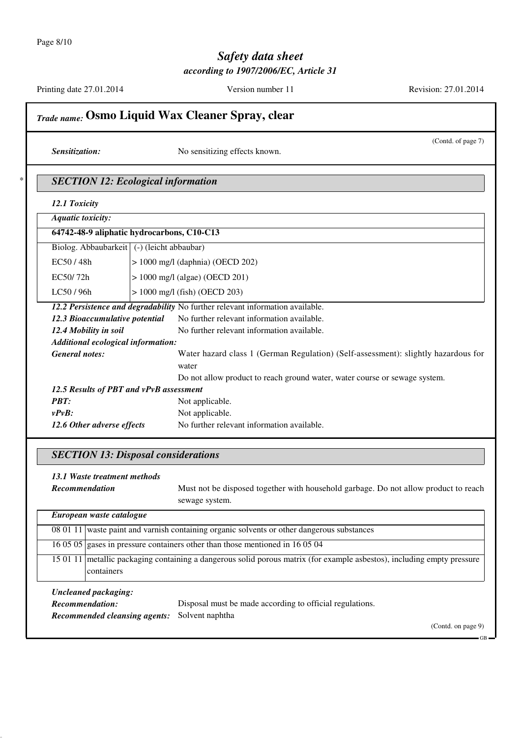*Sensitization:* No sensitizing effects known.

## SECTION 12: Ecological information

### 12.1 Toxicity

| *Aquatic toxicity:* | |
|---|---|
| **64742-48-9 aliphatic hydrocarbons, C10-C13** | |
| Biolog. Abbaubarkeit | (-) (leicht abbaubar) |
| EC50 / 48h | > 1000 mg/l (daphnia) (OECD 202) |
| EC50/ 72h | > 1000 mg/l (algae) (OECD 201) |
| LC50 / 96h | > 1000 mg/l (fish) (OECD 203) |

***12.2 Persistence and degradability*** No further relevant information available.

***12.3 Bioaccumulative potential*** No further relevant information available.

***12.4 Mobility in soil*** No further relevant information available.

***Additional ecological information:***

***General notes:*** Water hazard class 1 (German Regulation) (Self-assessment): slightly hazardous for water

Do not allow product to reach ground water, water course or sewage system.

***12.5 Results of PBT and vPvB assessment***

***PBT:*** Not applicable.

***vPvB:*** Not applicable.

***12.6 Other adverse effects*** No further relevant information available.

## SECTION 13: Disposal considerations

***13.1 Waste treatment methods***

***Recommendation*** Must not be disposed together with household garbage. Do not allow product to reach sewage system.

| *European waste catalogue* | |
|---|---|
| 08 01 11 | waste paint and varnish containing organic solvents or other dangerous substances |
| 16 05 05 | gases in pressure containers other than those mentioned in 16 05 04 |
| 15 01 11 | metallic packaging containing a dangerous solid porous matrix (for example asbestos), including empty pressure containers |

***Uncleaned packaging:***

***Recommendation:*** Disposal must be made according to official regulations.

***Recommended cleansing agents:*** Solvent naphtha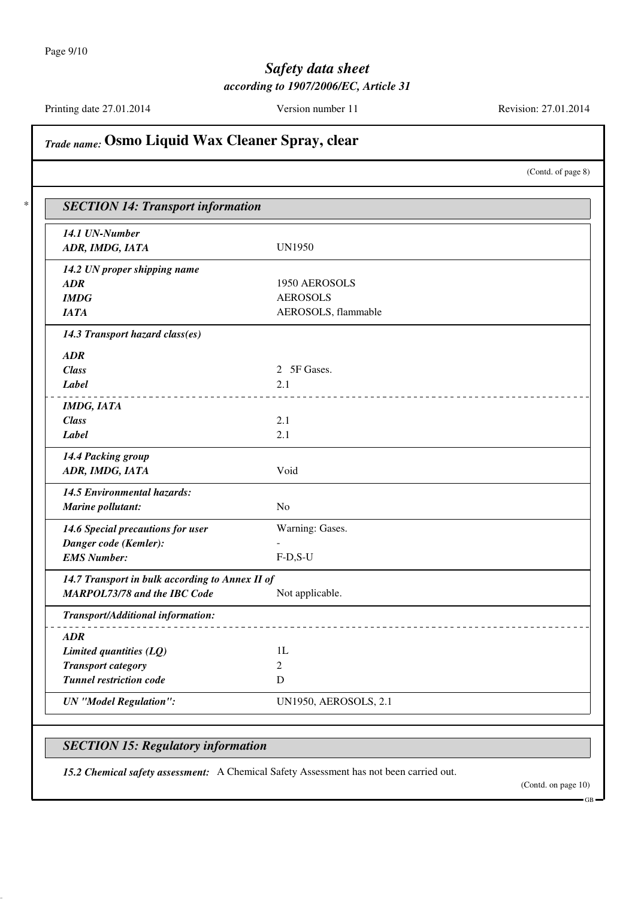# *Trade name:* Osmo Liquid Wax Cleaner Spray, clear

(Contd. of page 8)

## *SECTION 14: Transport information*

| | |
|---|---|
| ***14.1 UN-Number*** | |
| ***ADR, IMDG, IATA*** | UN1950 |
| ***14.2 UN proper shipping name*** | |
| ***ADR*** | 1950 AEROSOLS |
| ***IMDG*** | AEROSOLS |
| ***IATA*** | AEROSOLS, flammable |
| ***14.3 Transport hazard class(es)*** | |
| ***ADR*** | |
| ***Class*** | 2 5F Gases. |
| ***Label*** | 2.1 |
| ***IMDG, IATA*** | |
| ***Class*** | 2.1 |
| ***Label*** | 2.1 |
| ***14.4 Packing group*** | |
| ***ADR, IMDG, IATA*** | Void |
| ***14.5 Environmental hazards:*** | |
| ***Marine pollutant:*** | No |
| ***14.6 Special precautions for user*** | Warning: Gases. |
| ***Danger code (Kemler):*** | - |
| ***EMS Number:*** | F-D,S-U |
| ***14.7 Transport in bulk according to Annex II of MARPOL73/78 and the IBC Code*** | Not applicable. |
| ***Transport/Additional information:*** | |
| ***ADR*** | |
| ***Limited quantities (LQ)*** | 1L |
| ***Transport category*** | 2 |
| ***Tunnel restriction code*** | D |
| ***UN "Model Regulation":*** | UN1950, AEROSOLS, 2.1 |

## *SECTION 15: Regulatory information*

***15.2 Chemical safety assessment:*** A Chemical Safety Assessment has not been carried out.

(Contd. on page 10)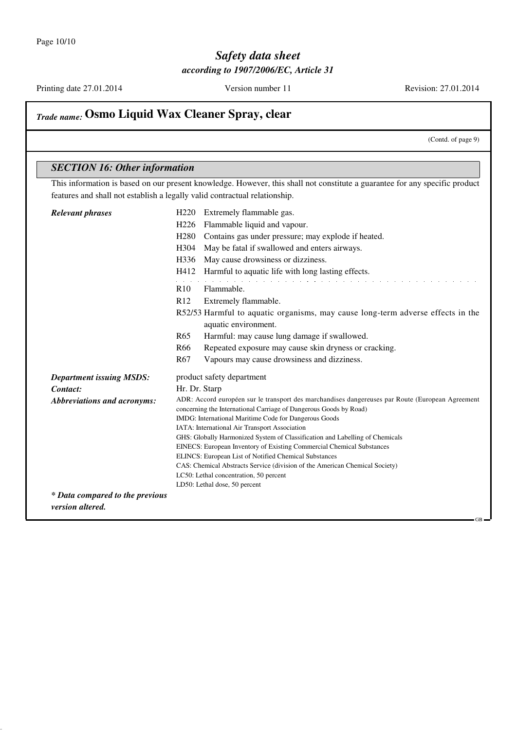## SECTION 16: Other information

This information is based on our present knowledge. However, this shall not constitute a guarantee for any specific product features and shall not establish a legally valid contractual relationship.

***Relevant phrases***

H220 Extremely flammable gas.
H226 Flammable liquid and vapour.
H280 Contains gas under pressure; may explode if heated.
H304 May be fatal if swallowed and enters airways.
H336 May cause drowsiness or dizziness.
H412 Harmful to aquatic life with long lasting effects.

R10 Flammable.
R12 Extremely flammable.
R52/53 Harmful to aquatic organisms, may cause long-term adverse effects in the aquatic environment.
R65 Harmful: may cause lung damage if swallowed.
R66 Repeated exposure may cause skin dryness or cracking.
R67 Vapours may cause drowsiness and dizziness.

***Department issuing MSDS:*** product safety department

***Contact:*** Hr. Dr. Starp

***Abbreviations and acronyms:***

ADR: Accord européen sur le transport des marchandises dangereuses par Route (European Agreement concerning the International Carriage of Dangerous Goods by Road)
IMDG: International Maritime Code for Dangerous Goods
IATA: International Air Transport Association
GHS: Globally Harmonized System of Classification and Labelling of Chemicals
EINECS: European Inventory of Existing Commercial Chemical Substances
ELINCS: European List of Notified Chemical Substances
CAS: Chemical Abstracts Service (division of the American Chemical Society)
LC50: Lethal concentration, 50 percent
LD50: Lethal dose, 50 percent

***\* Data compared to the previous version altered.***